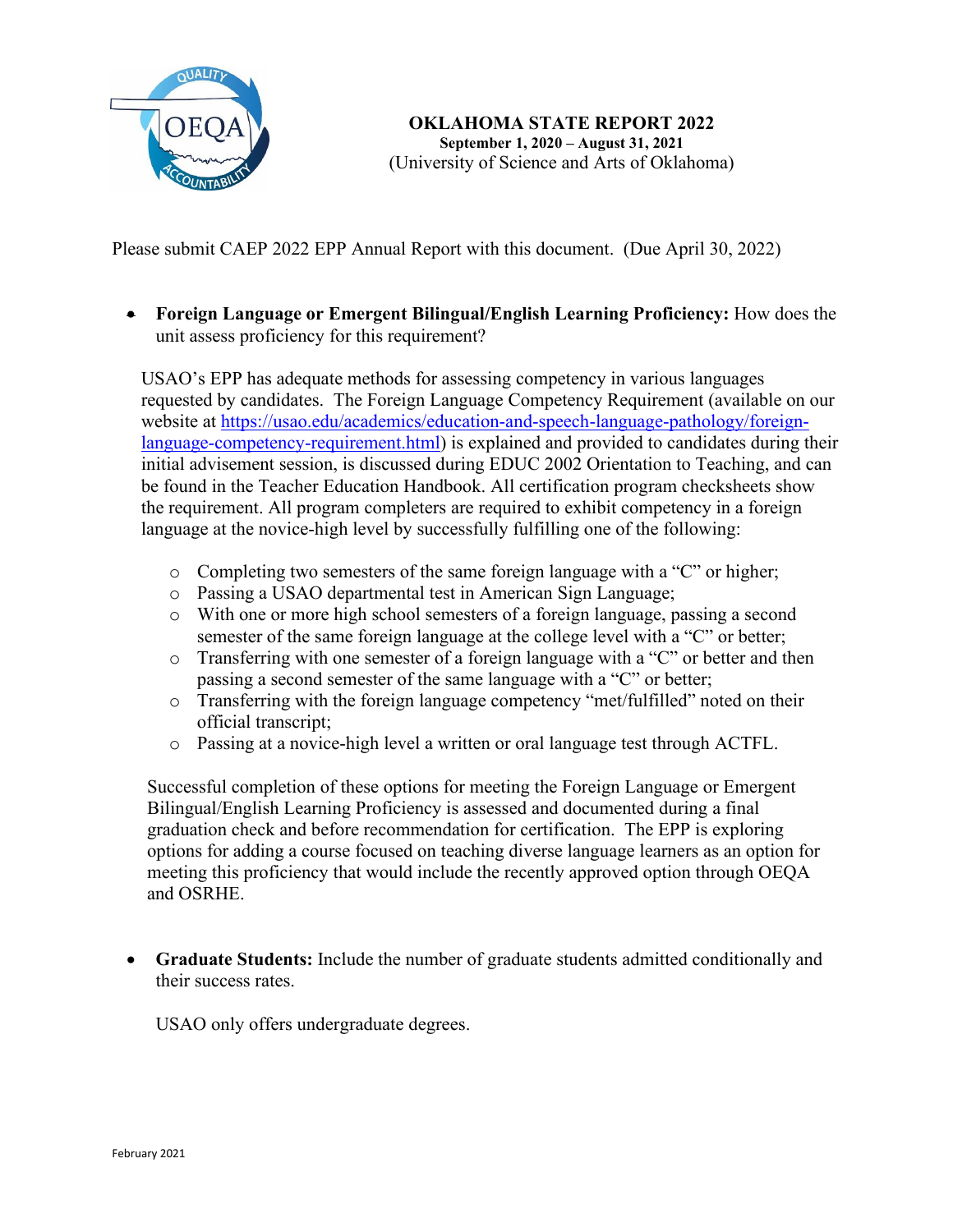# OKLAHOMA STATE REPORT 2022

**September 1, 2020 – August 31, 2021**

(University of Science and Arts of Oklahoma)

Please submit CAEP 2022 EPP Annual Report with this document. (Due April 30, 2022)

- **Foreign Language or Emergent Bilingual/English Learning Proficiency:** How does the unit assess proficiency for this requirement?

USAO's EPP has adequate methods for assessing competency in various languages requested by candidates. The Foreign Language Competency Requirement (available on our website at [https://usao.edu/academics/education-and-speech-language-pathology/foreign-language-competency-requirement.html](https://usao.edu/academics/education-and-speech-language-pathology/foreign-language-competency-requirement.html)) is explained and provided to candidates during their initial advisement session, is discussed during EDUC 2002 Orientation to Teaching, and can be found in the Teacher Education Handbook. All certification program checksheets show the requirement. All program completers are required to exhibit competency in a foreign language at the novice-high level by successfully fulfilling one of the following:

- Completing two semesters of the same foreign language with a "C" or higher;
- Passing a USAO departmental test in American Sign Language;
- With one or more high school semesters of a foreign language, passing a second semester of the same foreign language at the college level with a "C" or better;
- Transferring with one semester of a foreign language with a "C" or better and then passing a second semester of the same language with a "C" or better;
- Transferring with the foreign language competency "met/fulfilled" noted on their official transcript;
- Passing at a novice-high level a written or oral language test through ACTFL.

Successful completion of these options for meeting the Foreign Language or Emergent Bilingual/English Learning Proficiency is assessed and documented during a final graduation check and before recommendation for certification. The EPP is exploring options for adding a course focused on teaching diverse language learners as an option for meeting this proficiency that would include the recently approved option through OEQA and OSRHE.

- **Graduate Students:** Include the number of graduate students admitted conditionally and their success rates.

USAO only offers undergraduate degrees.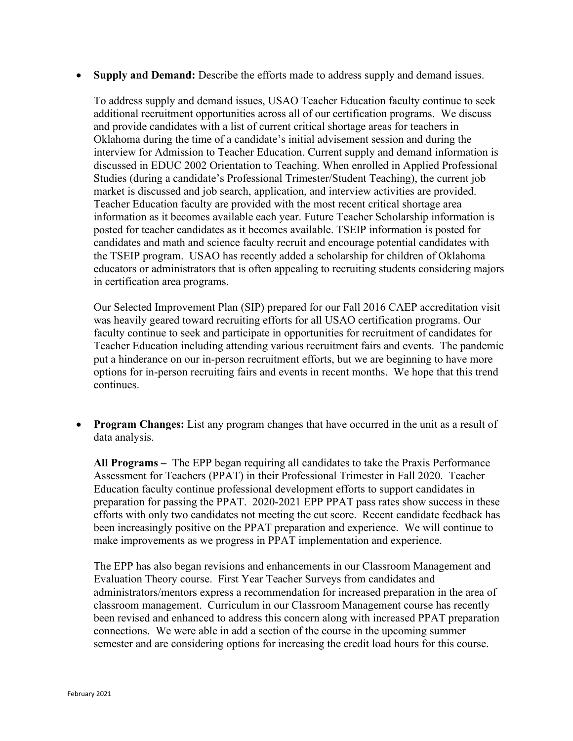- **Supply and Demand:** Describe the efforts made to address supply and demand issues.

  To address supply and demand issues, USAO Teacher Education faculty continue to seek additional recruitment opportunities across all of our certification programs. We discuss and provide candidates with a list of current critical shortage areas for teachers in Oklahoma during the time of a candidate's initial advisement session and during the interview for Admission to Teacher Education. Current supply and demand information is discussed in EDUC 2002 Orientation to Teaching. When enrolled in Applied Professional Studies (during a candidate's Professional Trimester/Student Teaching), the current job market is discussed and job search, application, and interview activities are provided. Teacher Education faculty are provided with the most recent critical shortage area information as it becomes available each year. Future Teacher Scholarship information is posted for teacher candidates as it becomes available. TSEIP information is posted for candidates and math and science faculty recruit and encourage potential candidates with the TSEIP program. USAO has recently added a scholarship for children of Oklahoma educators or administrators that is often appealing to recruiting students considering majors in certification area programs.

  Our Selected Improvement Plan (SIP) prepared for our Fall 2016 CAEP accreditation visit was heavily geared toward recruiting efforts for all USAO certification programs. Our faculty continue to seek and participate in opportunities for recruitment of candidates for Teacher Education including attending various recruitment fairs and events. The pandemic put a hinderance on our in-person recruitment efforts, but we are beginning to have more options for in-person recruiting fairs and events in recent months. We hope that this trend continues.

- **Program Changes:** List any program changes that have occurred in the unit as a result of data analysis.

  **All Programs –** The EPP began requiring all candidates to take the Praxis Performance Assessment for Teachers (PPAT) in their Professional Trimester in Fall 2020. Teacher Education faculty continue professional development efforts to support candidates in preparation for passing the PPAT. 2020-2021 EPP PPAT pass rates show success in these efforts with only two candidates not meeting the cut score. Recent candidate feedback has been increasingly positive on the PPAT preparation and experience. We will continue to make improvements as we progress in PPAT implementation and experience.

  The EPP has also began revisions and enhancements in our Classroom Management and Evaluation Theory course. First Year Teacher Surveys from candidates and administrators/mentors express a recommendation for increased preparation in the area of classroom management. Curriculum in our Classroom Management course has recently been revised and enhanced to address this concern along with increased PPAT preparation connections. We were able in add a section of the course in the upcoming summer semester and are considering options for increasing the credit load hours for this course.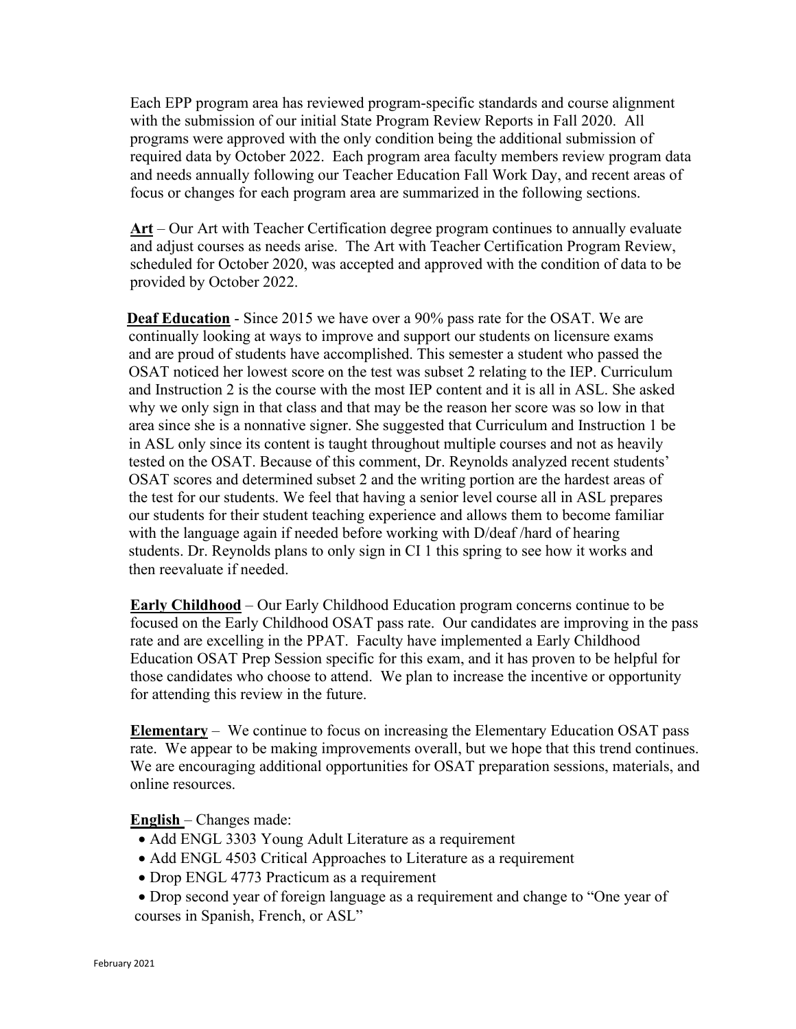Each EPP program area has reviewed program-specific standards and course alignment with the submission of our initial State Program Review Reports in Fall 2020. All programs were approved with the only condition being the additional submission of required data by October 2022. Each program area faculty members review program data and needs annually following our Teacher Education Fall Work Day, and recent areas of focus or changes for each program area are summarized in the following sections.

**Art** – Our Art with Teacher Certification degree program continues to annually evaluate and adjust courses as needs arise. The Art with Teacher Certification Program Review, scheduled for October 2020, was accepted and approved with the condition of data to be provided by October 2022.

**Deaf Education** - Since 2015 we have over a 90% pass rate for the OSAT. We are continually looking at ways to improve and support our students on licensure exams and are proud of students have accomplished. This semester a student who passed the OSAT noticed her lowest score on the test was subset 2 relating to the IEP. Curriculum and Instruction 2 is the course with the most IEP content and it is all in ASL. She asked why we only sign in that class and that may be the reason her score was so low in that area since she is a nonnative signer. She suggested that Curriculum and Instruction 1 be in ASL only since its content is taught throughout multiple courses and not as heavily tested on the OSAT. Because of this comment, Dr. Reynolds analyzed recent students' OSAT scores and determined subset 2 and the writing portion are the hardest areas of the test for our students. We feel that having a senior level course all in ASL prepares our students for their student teaching experience and allows them to become familiar with the language again if needed before working with D/deaf /hard of hearing students. Dr. Reynolds plans to only sign in CI 1 this spring to see how it works and then reevaluate if needed.

**Early Childhood** – Our Early Childhood Education program concerns continue to be focused on the Early Childhood OSAT pass rate. Our candidates are improving in the pass rate and are excelling in the PPAT. Faculty have implemented a Early Childhood Education OSAT Prep Session specific for this exam, and it has proven to be helpful for those candidates who choose to attend. We plan to increase the incentive or opportunity for attending this review in the future.

**Elementary** – We continue to focus on increasing the Elementary Education OSAT pass rate. We appear to be making improvements overall, but we hope that this trend continues. We are encouraging additional opportunities for OSAT preparation sessions, materials, and online resources.

**English** – Changes made:

- Add ENGL 3303 Young Adult Literature as a requirement
- Add ENGL 4503 Critical Approaches to Literature as a requirement
- Drop ENGL 4773 Practicum as a requirement
- Drop second year of foreign language as a requirement and change to "One year of courses in Spanish, French, or ASL"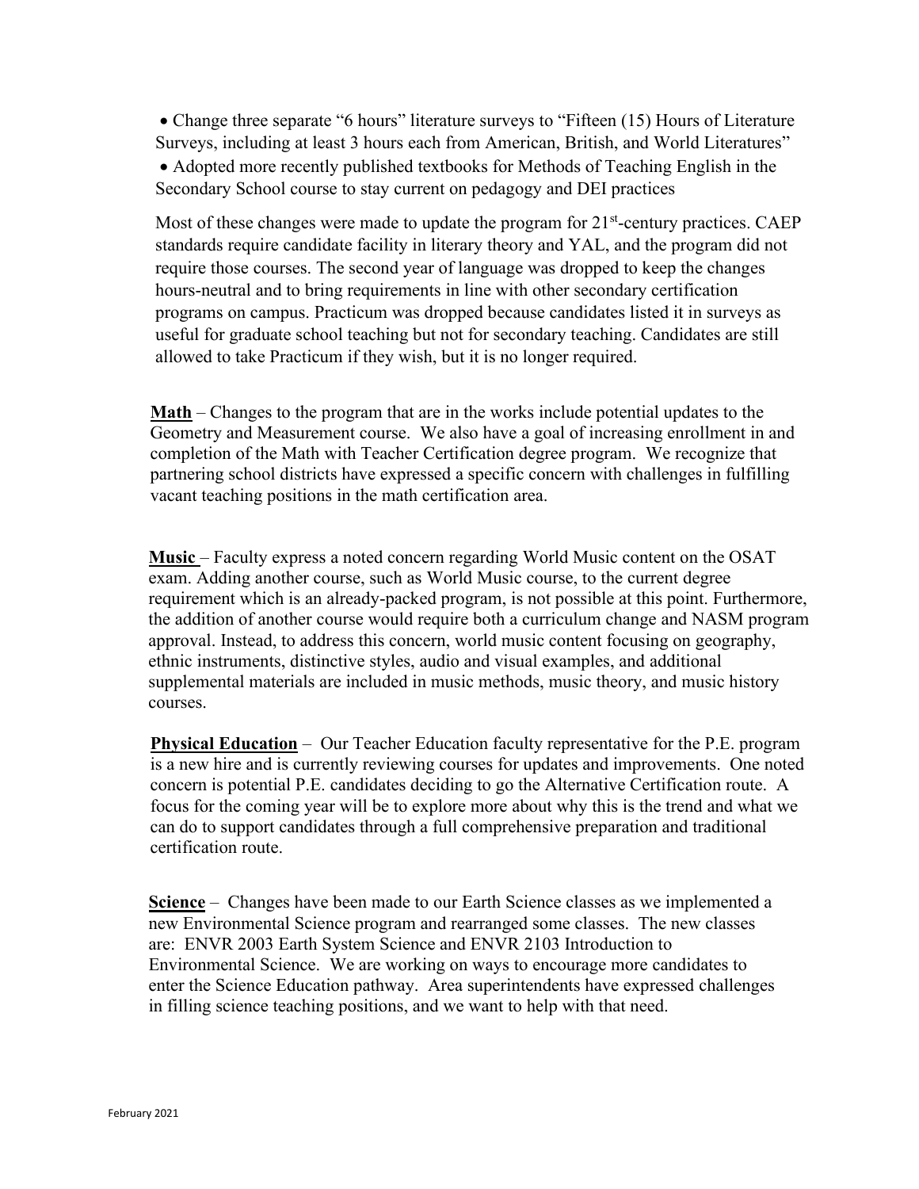- Change three separate "6 hours" literature surveys to "Fifteen (15) Hours of Literature Surveys, including at least 3 hours each from American, British, and World Literatures"
- Adopted more recently published textbooks for Methods of Teaching English in the Secondary School course to stay current on pedagogy and DEI practices

Most of these changes were made to update the program for 21st-century practices. CAEP standards require candidate facility in literary theory and YAL, and the program did not require those courses. The second year of language was dropped to keep the changes hours-neutral and to bring requirements in line with other secondary certification programs on campus. Practicum was dropped because candidates listed it in surveys as useful for graduate school teaching but not for secondary teaching. Candidates are still allowed to take Practicum if they wish, but it is no longer required.

**Math** – Changes to the program that are in the works include potential updates to the Geometry and Measurement course. We also have a goal of increasing enrollment in and completion of the Math with Teacher Certification degree program. We recognize that partnering school districts have expressed a specific concern with challenges in fulfilling vacant teaching positions in the math certification area.

**Music** – Faculty express a noted concern regarding World Music content on the OSAT exam. Adding another course, such as World Music course, to the current degree requirement which is an already-packed program, is not possible at this point. Furthermore, the addition of another course would require both a curriculum change and NASM program approval. Instead, to address this concern, world music content focusing on geography, ethnic instruments, distinctive styles, audio and visual examples, and additional supplemental materials are included in music methods, music theory, and music history courses.

**Physical Education** – Our Teacher Education faculty representative for the P.E. program is a new hire and is currently reviewing courses for updates and improvements. One noted concern is potential P.E. candidates deciding to go the Alternative Certification route. A focus for the coming year will be to explore more about why this is the trend and what we can do to support candidates through a full comprehensive preparation and traditional certification route.

**Science** – Changes have been made to our Earth Science classes as we implemented a new Environmental Science program and rearranged some classes. The new classes are: ENVR 2003 Earth System Science and ENVR 2103 Introduction to Environmental Science. We are working on ways to encourage more candidates to enter the Science Education pathway. Area superintendents have expressed challenges in filling science teaching positions, and we want to help with that need.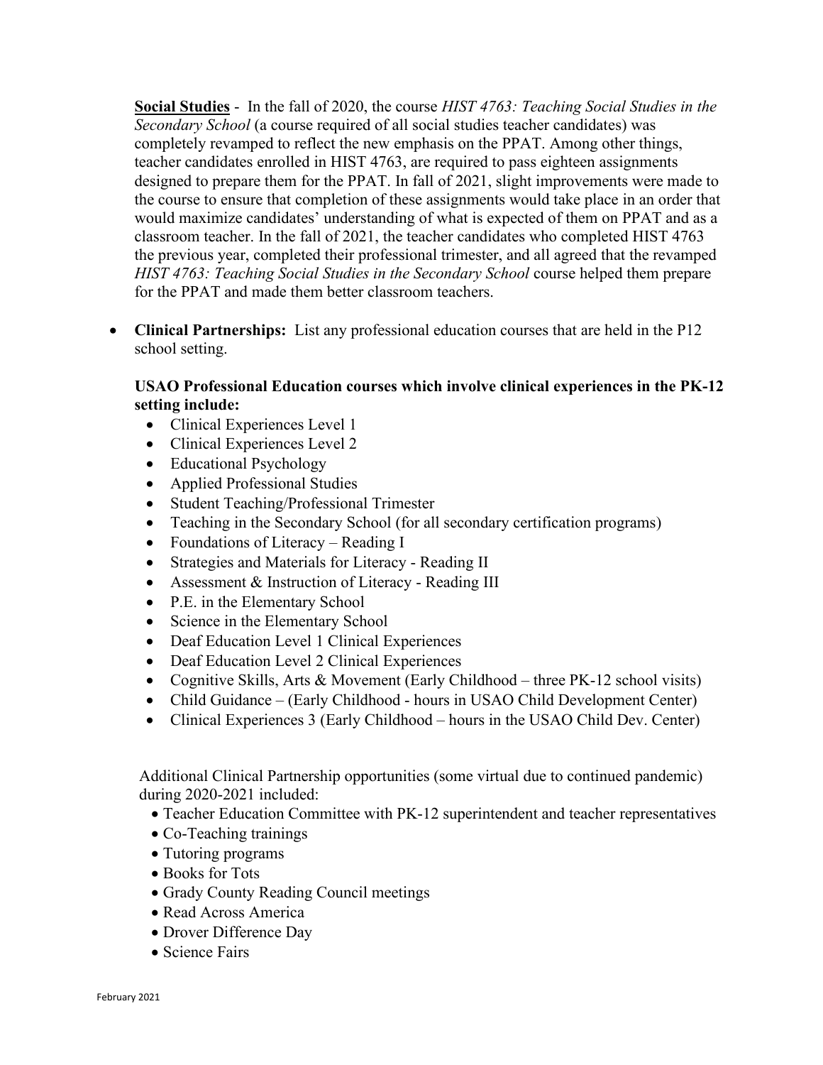**Social Studies** - In the fall of 2020, the course *HIST 4763: Teaching Social Studies in the Secondary School* (a course required of all social studies teacher candidates) was completely revamped to reflect the new emphasis on the PPAT. Among other things, teacher candidates enrolled in HIST 4763, are required to pass eighteen assignments designed to prepare them for the PPAT. In fall of 2021, slight improvements were made to the course to ensure that completion of these assignments would take place in an order that would maximize candidates' understanding of what is expected of them on PPAT and as a classroom teacher. In the fall of 2021, the teacher candidates who completed HIST 4763 the previous year, completed their professional trimester, and all agreed that the revamped *HIST 4763: Teaching Social Studies in the Secondary School* course helped them prepare for the PPAT and made them better classroom teachers.

- **Clinical Partnerships:** List any professional education courses that are held in the P12 school setting.

  **USAO Professional Education courses which involve clinical experiences in the PK-12 setting include:**
  - Clinical Experiences Level 1
  - Clinical Experiences Level 2
  - Educational Psychology
  - Applied Professional Studies
  - Student Teaching/Professional Trimester
  - Teaching in the Secondary School (for all secondary certification programs)
  - Foundations of Literacy – Reading I
  - Strategies and Materials for Literacy - Reading II
  - Assessment & Instruction of Literacy - Reading III
  - P.E. in the Elementary School
  - Science in the Elementary School
  - Deaf Education Level 1 Clinical Experiences
  - Deaf Education Level 2 Clinical Experiences
  - Cognitive Skills, Arts & Movement (Early Childhood – three PK-12 school visits)
  - Child Guidance – (Early Childhood - hours in USAO Child Development Center)
  - Clinical Experiences 3 (Early Childhood – hours in the USAO Child Dev. Center)

  Additional Clinical Partnership opportunities (some virtual due to continued pandemic) during 2020-2021 included:
  - Teacher Education Committee with PK-12 superintendent and teacher representatives
  - Co-Teaching trainings
  - Tutoring programs
  - Books for Tots
  - Grady County Reading Council meetings
  - Read Across America
  - Drover Difference Day
  - Science Fairs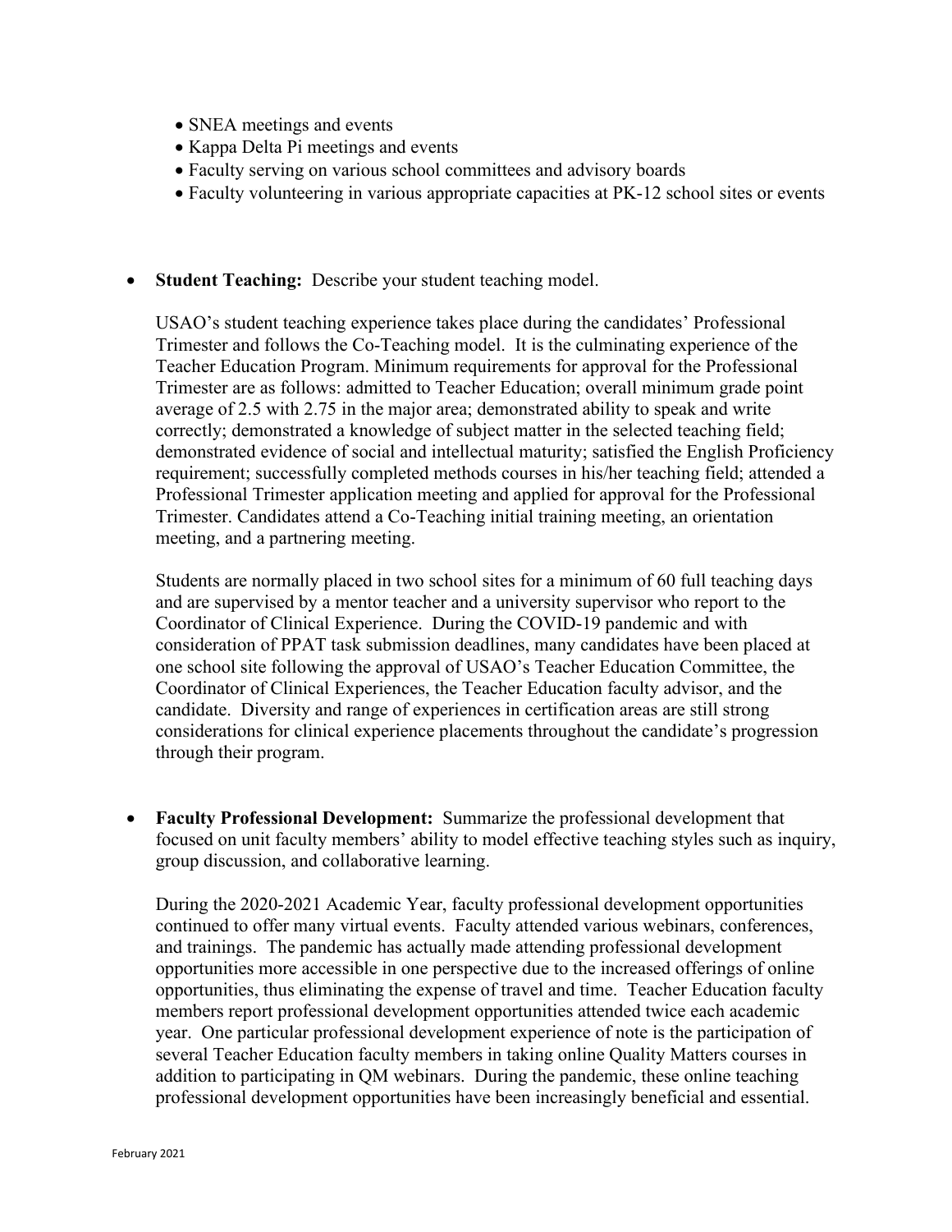- SNEA meetings and events
- Kappa Delta Pi meetings and events
- Faculty serving on various school committees and advisory boards
- Faculty volunteering in various appropriate capacities at PK-12 school sites or events

- **Student Teaching:** Describe your student teaching model.

  USAO's student teaching experience takes place during the candidates' Professional Trimester and follows the Co-Teaching model. It is the culminating experience of the Teacher Education Program. Minimum requirements for approval for the Professional Trimester are as follows: admitted to Teacher Education; overall minimum grade point average of 2.5 with 2.75 in the major area; demonstrated ability to speak and write correctly; demonstrated a knowledge of subject matter in the selected teaching field; demonstrated evidence of social and intellectual maturity; satisfied the English Proficiency requirement; successfully completed methods courses in his/her teaching field; attended a Professional Trimester application meeting and applied for approval for the Professional Trimester. Candidates attend a Co-Teaching initial training meeting, an orientation meeting, and a partnering meeting.

  Students are normally placed in two school sites for a minimum of 60 full teaching days and are supervised by a mentor teacher and a university supervisor who report to the Coordinator of Clinical Experience. During the COVID-19 pandemic and with consideration of PPAT task submission deadlines, many candidates have been placed at one school site following the approval of USAO's Teacher Education Committee, the Coordinator of Clinical Experiences, the Teacher Education faculty advisor, and the candidate. Diversity and range of experiences in certification areas are still strong considerations for clinical experience placements throughout the candidate's progression through their program.

- **Faculty Professional Development:** Summarize the professional development that focused on unit faculty members' ability to model effective teaching styles such as inquiry, group discussion, and collaborative learning.

  During the 2020-2021 Academic Year, faculty professional development opportunities continued to offer many virtual events. Faculty attended various webinars, conferences, and trainings. The pandemic has actually made attending professional development opportunities more accessible in one perspective due to the increased offerings of online opportunities, thus eliminating the expense of travel and time. Teacher Education faculty members report professional development opportunities attended twice each academic year. One particular professional development experience of note is the participation of several Teacher Education faculty members in taking online Quality Matters courses in addition to participating in QM webinars. During the pandemic, these online teaching professional development opportunities have been increasingly beneficial and essential.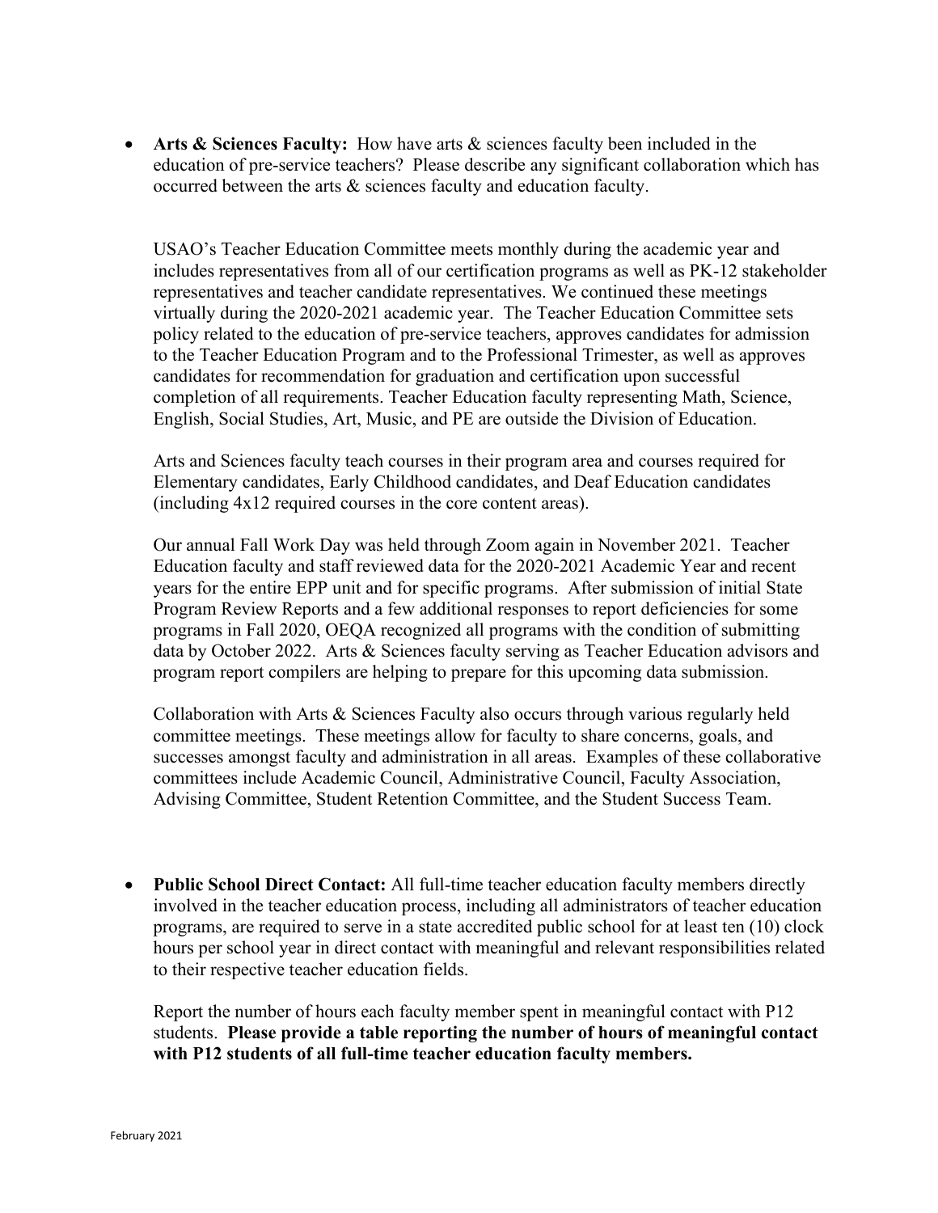- **Arts & Sciences Faculty:** How have arts & sciences faculty been included in the education of pre-service teachers? Please describe any significant collaboration which has occurred between the arts & sciences faculty and education faculty.

  USAO's Teacher Education Committee meets monthly during the academic year and includes representatives from all of our certification programs as well as PK-12 stakeholder representatives and teacher candidate representatives. We continued these meetings virtually during the 2020-2021 academic year. The Teacher Education Committee sets policy related to the education of pre-service teachers, approves candidates for admission to the Teacher Education Program and to the Professional Trimester, as well as approves candidates for recommendation for graduation and certification upon successful completion of all requirements. Teacher Education faculty representing Math, Science, English, Social Studies, Art, Music, and PE are outside the Division of Education.

  Arts and Sciences faculty teach courses in their program area and courses required for Elementary candidates, Early Childhood candidates, and Deaf Education candidates (including 4x12 required courses in the core content areas).

  Our annual Fall Work Day was held through Zoom again in November 2021. Teacher Education faculty and staff reviewed data for the 2020-2021 Academic Year and recent years for the entire EPP unit and for specific programs. After submission of initial State Program Review Reports and a few additional responses to report deficiencies for some programs in Fall 2020, OEQA recognized all programs with the condition of submitting data by October 2022. Arts & Sciences faculty serving as Teacher Education advisors and program report compilers are helping to prepare for this upcoming data submission.

  Collaboration with Arts & Sciences Faculty also occurs through various regularly held committee meetings. These meetings allow for faculty to share concerns, goals, and successes amongst faculty and administration in all areas. Examples of these collaborative committees include Academic Council, Administrative Council, Faculty Association, Advising Committee, Student Retention Committee, and the Student Success Team.

- **Public School Direct Contact:** All full-time teacher education faculty members directly involved in the teacher education process, including all administrators of teacher education programs, are required to serve in a state accredited public school for at least ten (10) clock hours per school year in direct contact with meaningful and relevant responsibilities related to their respective teacher education fields.

  Report the number of hours each faculty member spent in meaningful contact with P12 students. **Please provide a table reporting the number of hours of meaningful contact with P12 students of all full-time teacher education faculty members.**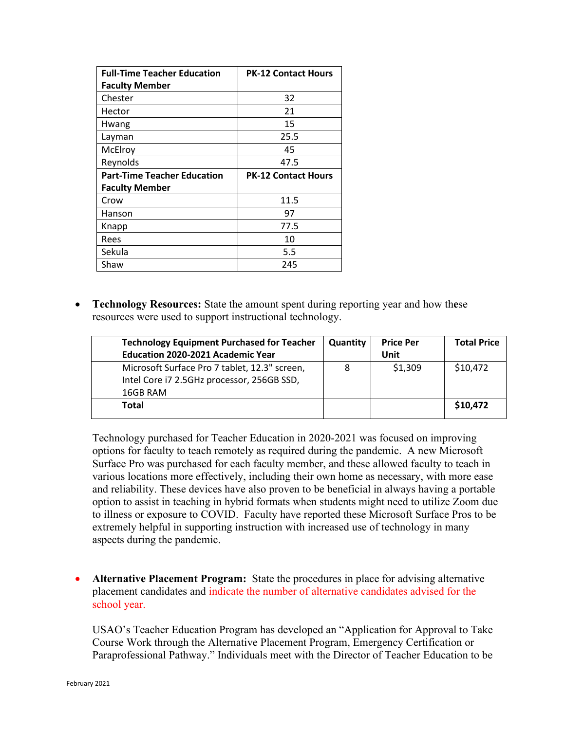| Full-Time Teacher Education Faculty Member | PK-12 Contact Hours |
|---|---|
| Chester | 32 |
| Hector | 21 |
| Hwang | 15 |
| Layman | 25.5 |
| McElroy | 45 |
| Reynolds | 47.5 |
| **Part-Time Teacher Education Faculty Member** | **PK-12 Contact Hours** |
| Crow | 11.5 |
| Hanson | 97 |
| Knapp | 77.5 |
| Rees | 10 |
| Sekula | 5.5 |
| Shaw | 245 |

- **Technology Resources:** State the amount spent during reporting year and how these resources were used to support instructional technology.

| Technology Equipment Purchased for Teacher Education 2020-2021 Academic Year | Quantity | Price Per Unit | Total Price |
|---|---|---|---|
| Microsoft Surface Pro 7 tablet, 12.3" screen, Intel Core i7 2.5GHz processor, 256GB SSD, 16GB RAM | 8 | $1,309 | $10,472 |
| **Total** | | | **$10,472** |

Technology purchased for Teacher Education in 2020-2021 was focused on improving options for faculty to teach remotely as required during the pandemic. A new Microsoft Surface Pro was purchased for each faculty member, and these allowed faculty to teach in various locations more effectively, including their own home as necessary, with more ease and reliability. These devices have also proven to be beneficial in always having a portable option to assist in teaching in hybrid formats when students might need to utilize Zoom due to illness or exposure to COVID. Faculty have reported these Microsoft Surface Pros to be extremely helpful in supporting instruction with increased use of technology in many aspects during the pandemic.

- **Alternative Placement Program:** State the procedures in place for advising alternative placement candidates and indicate the number of alternative candidates advised for the school year.

USAO's Teacher Education Program has developed an "Application for Approval to Take Course Work through the Alternative Placement Program, Emergency Certification or Paraprofessional Pathway." Individuals meet with the Director of Teacher Education to be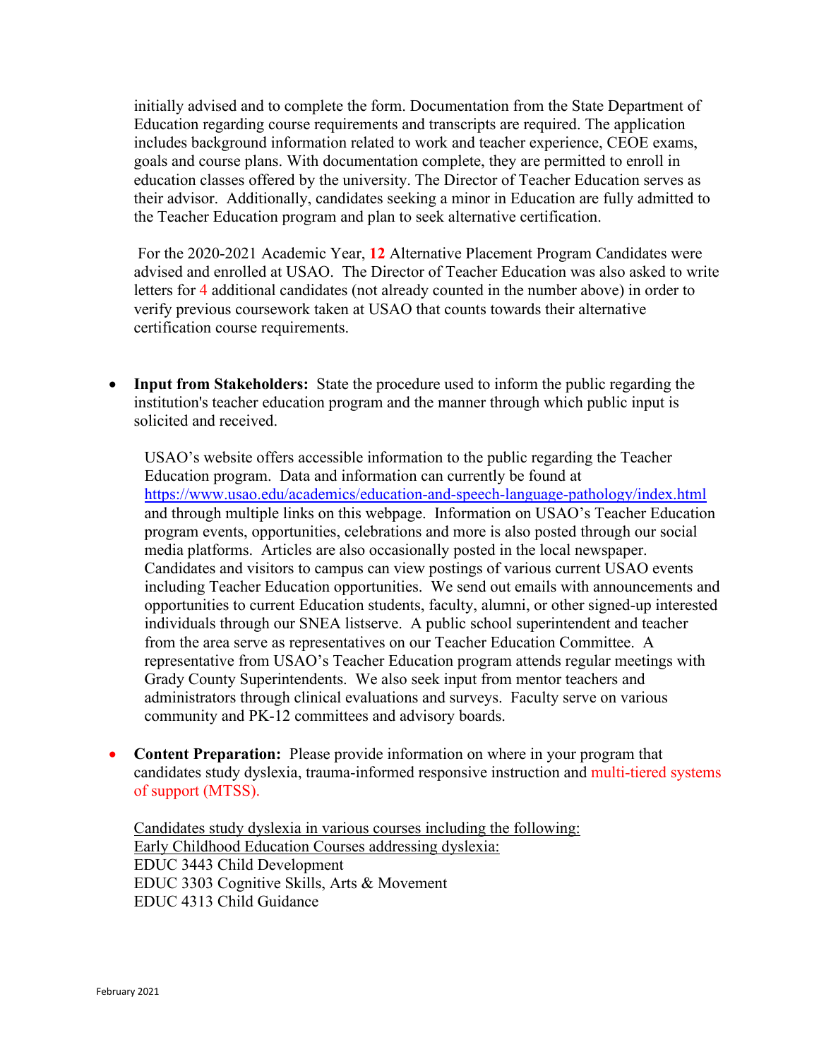initially advised and to complete the form. Documentation from the State Department of Education regarding course requirements and transcripts are required. The application includes background information related to work and teacher experience, CEOE exams, goals and course plans. With documentation complete, they are permitted to enroll in education classes offered by the university. The Director of Teacher Education serves as their advisor. Additionally, candidates seeking a minor in Education are fully admitted to the Teacher Education program and plan to seek alternative certification.

For the 2020-2021 Academic Year, **12** Alternative Placement Program Candidates were advised and enrolled at USAO. The Director of Teacher Education was also asked to write letters for 4 additional candidates (not already counted in the number above) in order to verify previous coursework taken at USAO that counts towards their alternative certification course requirements.

- **Input from Stakeholders:** State the procedure used to inform the public regarding the institution's teacher education program and the manner through which public input is solicited and received.

  USAO's website offers accessible information to the public regarding the Teacher Education program. Data and information can currently be found at [https://www.usao.edu/academics/education-and-speech-language-pathology/index.html](https://www.usao.edu/academics/education-and-speech-language-pathology/index.html) and through multiple links on this webpage. Information on USAO's Teacher Education program events, opportunities, celebrations and more is also posted through our social media platforms. Articles are also occasionally posted in the local newspaper. Candidates and visitors to campus can view postings of various current USAO events including Teacher Education opportunities. We send out emails with announcements and opportunities to current Education students, faculty, alumni, or other signed-up interested individuals through our SNEA listserve. A public school superintendent and teacher from the area serve as representatives on our Teacher Education Committee. A representative from USAO's Teacher Education program attends regular meetings with Grady County Superintendents. We also seek input from mentor teachers and administrators through clinical evaluations and surveys. Faculty serve on various community and PK-12 committees and advisory boards.

- **Content Preparation:** Please provide information on where in your program that candidates study dyslexia, trauma-informed responsive instruction and multi-tiered systems of support (MTSS).

  Candidates study dyslexia in various courses including the following:
  Early Childhood Education Courses addressing dyslexia:
  EDUC 3443 Child Development
  EDUC 3303 Cognitive Skills, Arts & Movement
  EDUC 4313 Child Guidance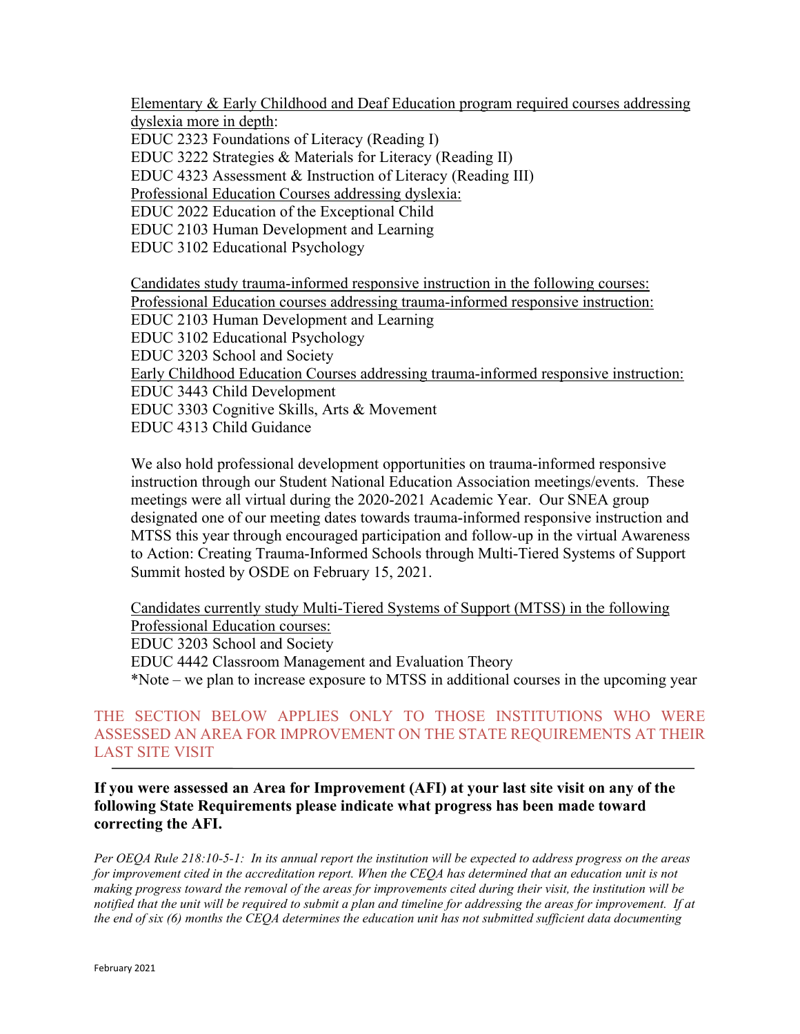Elementary & Early Childhood and Deaf Education program required courses addressing dyslexia more in depth:
EDUC 2323 Foundations of Literacy (Reading I)
EDUC 3222 Strategies & Materials for Literacy (Reading II)
EDUC 4323 Assessment & Instruction of Literacy (Reading III)
Professional Education Courses addressing dyslexia:
EDUC 2022 Education of the Exceptional Child
EDUC 2103 Human Development and Learning
EDUC 3102 Educational Psychology

Candidates study trauma-informed responsive instruction in the following courses:
Professional Education courses addressing trauma-informed responsive instruction:
EDUC 2103 Human Development and Learning
EDUC 3102 Educational Psychology
EDUC 3203 School and Society
Early Childhood Education Courses addressing trauma-informed responsive instruction:
EDUC 3443 Child Development
EDUC 3303 Cognitive Skills, Arts & Movement
EDUC 4313 Child Guidance

We also hold professional development opportunities on trauma-informed responsive instruction through our Student National Education Association meetings/events. These meetings were all virtual during the 2020-2021 Academic Year. Our SNEA group designated one of our meeting dates towards trauma-informed responsive instruction and MTSS this year through encouraged participation and follow-up in the virtual Awareness to Action: Creating Trauma-Informed Schools through Multi-Tiered Systems of Support Summit hosted by OSDE on February 15, 2021.

Candidates currently study Multi-Tiered Systems of Support (MTSS) in the following Professional Education courses:
EDUC 3203 School and Society
EDUC 4442 Classroom Management and Evaluation Theory
*Note – we plan to increase exposure to MTSS in additional courses in the upcoming year

THE SECTION BELOW APPLIES ONLY TO THOSE INSTITUTIONS WHO WERE ASSESSED AN AREA FOR IMPROVEMENT ON THE STATE REQUIREMENTS AT THEIR LAST SITE VISIT

---

**If you were assessed an Area for Improvement (AFI) at your last site visit on any of the following State Requirements please indicate what progress has been made toward correcting the AFI.**

*Per OEQA Rule 218:10-5-1: In its annual report the institution will be expected to address progress on the areas for improvement cited in the accreditation report. When the CEQA has determined that an education unit is not making progress toward the removal of the areas for improvements cited during their visit, the institution will be notified that the unit will be required to submit a plan and timeline for addressing the areas for improvement. If at the end of six (6) months the CEQA determines the education unit has not submitted sufficient data documenting*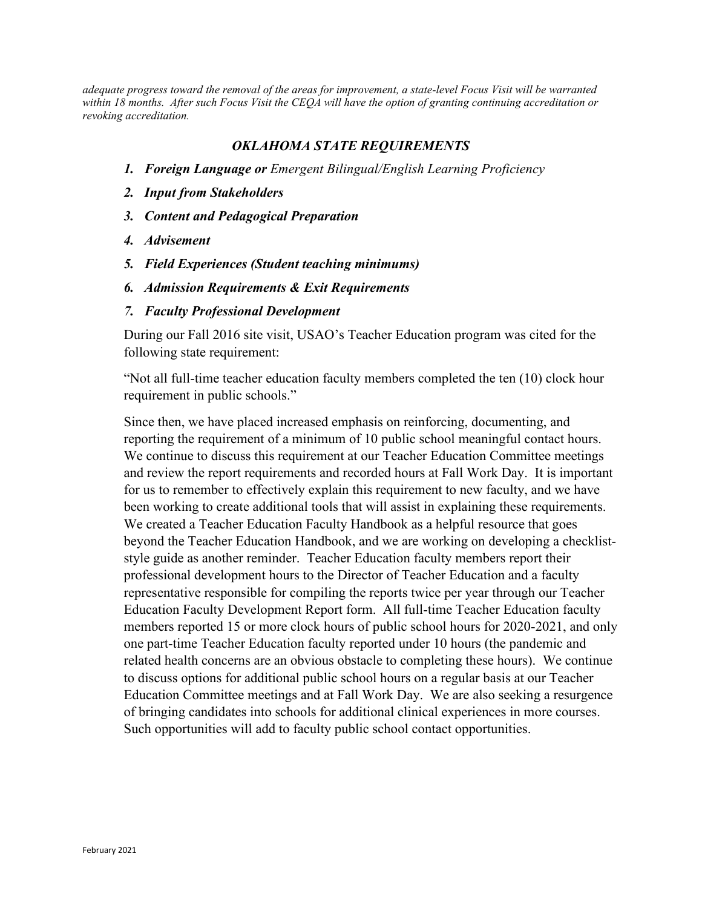*adequate progress toward the removal of the areas for improvement, a state-level Focus Visit will be warranted within 18 months. After such Focus Visit the CEQA will have the option of granting continuing accreditation or revoking accreditation.*

## *OKLAHOMA STATE REQUIREMENTS*

1. ***Foreign Language or*** *Emergent Bilingual/English Learning Proficiency*
2. ***Input from Stakeholders***
3. ***Content and Pedagogical Preparation***
4. ***Advisement***
5. ***Field Experiences (Student teaching minimums)***
6. ***Admission Requirements & Exit Requirements***
7. ***Faculty Professional Development***

During our Fall 2016 site visit, USAO's Teacher Education program was cited for the following state requirement:

"Not all full-time teacher education faculty members completed the ten (10) clock hour requirement in public schools."

Since then, we have placed increased emphasis on reinforcing, documenting, and reporting the requirement of a minimum of 10 public school meaningful contact hours. We continue to discuss this requirement at our Teacher Education Committee meetings and review the report requirements and recorded hours at Fall Work Day. It is important for us to remember to effectively explain this requirement to new faculty, and we have been working to create additional tools that will assist in explaining these requirements. We created a Teacher Education Faculty Handbook as a helpful resource that goes beyond the Teacher Education Handbook, and we are working on developing a checklist-style guide as another reminder. Teacher Education faculty members report their professional development hours to the Director of Teacher Education and a faculty representative responsible for compiling the reports twice per year through our Teacher Education Faculty Development Report form. All full-time Teacher Education faculty members reported 15 or more clock hours of public school hours for 2020-2021, and only one part-time Teacher Education faculty reported under 10 hours (the pandemic and related health concerns are an obvious obstacle to completing these hours). We continue to discuss options for additional public school hours on a regular basis at our Teacher Education Committee meetings and at Fall Work Day. We are also seeking a resurgence of bringing candidates into schools for additional clinical experiences in more courses. Such opportunities will add to faculty public school contact opportunities.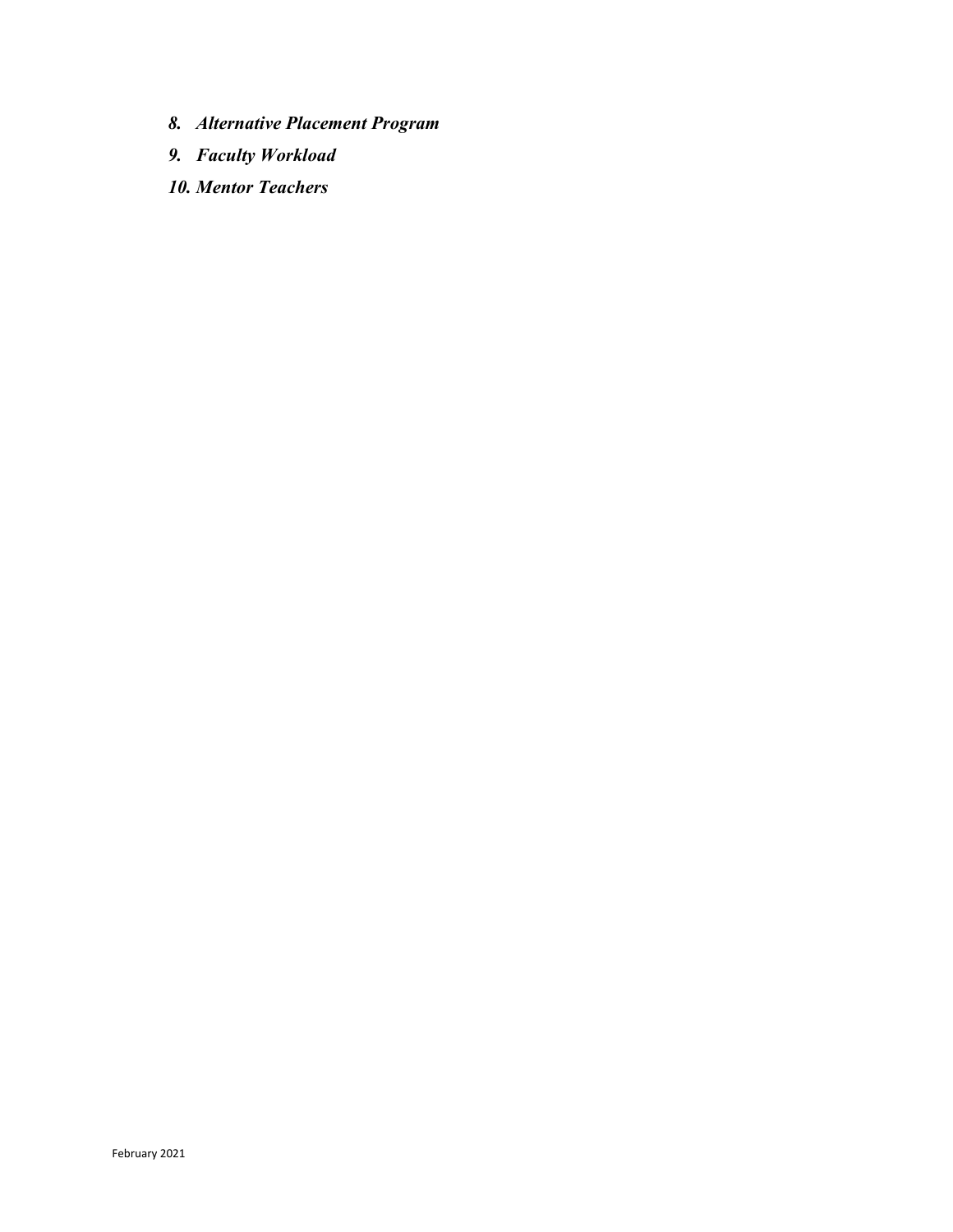8. ***Alternative Placement Program***
9. ***Faculty Workload***
10. ***Mentor Teachers***